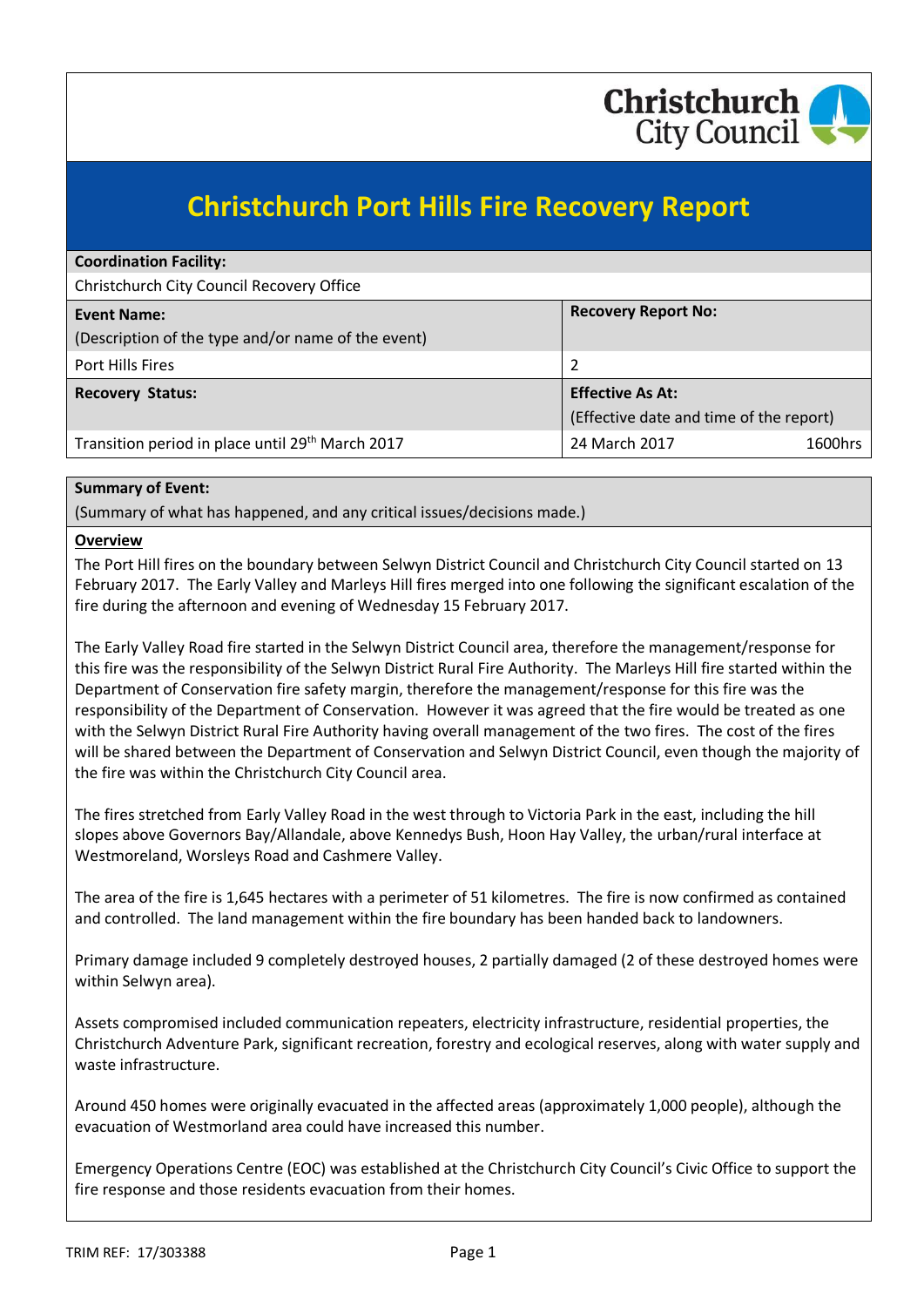# Christchurch Port Hills Fire Recovery Report

| **Coordination Facility:** | |
|---|---|
| Christchurch City Council Recovery Office | |
| **Event Name:** (Description of the type and/or name of the event) | **Recovery Report No:** |
| Port Hills Fires | 2 |
| **Recovery Status:** | **Effective As At:** (Effective date and time of the report) |
| Transition period in place until 29th March 2017 | 24 March 2017 1600hrs |

**Summary of Event:**

(Summary of what has happened, and any critical issues/decisions made.)

**Overview**

The Port Hill fires on the boundary between Selwyn District Council and Christchurch City Council started on 13 February 2017. The Early Valley and Marleys Hill fires merged into one following the significant escalation of the fire during the afternoon and evening of Wednesday 15 February 2017.

The Early Valley Road fire started in the Selwyn District Council area, therefore the management/response for this fire was the responsibility of the Selwyn District Rural Fire Authority. The Marleys Hill fire started within the Department of Conservation fire safety margin, therefore the management/response for this fire was the responsibility of the Department of Conservation. However it was agreed that the fire would be treated as one with the Selwyn District Rural Fire Authority having overall management of the two fires. The cost of the fires will be shared between the Department of Conservation and Selwyn District Council, even though the majority of the fire was within the Christchurch City Council area.

The fires stretched from Early Valley Road in the west through to Victoria Park in the east, including the hill slopes above Governors Bay/Allandale, above Kennedys Bush, Hoon Hay Valley, the urban/rural interface at Westmoreland, Worsleys Road and Cashmere Valley.

The area of the fire is 1,645 hectares with a perimeter of 51 kilometres. The fire is now confirmed as contained and controlled. The land management within the fire boundary has been handed back to landowners.

Primary damage included 9 completely destroyed houses, 2 partially damaged (2 of these destroyed homes were within Selwyn area).

Assets compromised included communication repeaters, electricity infrastructure, residential properties, the Christchurch Adventure Park, significant recreation, forestry and ecological reserves, along with water supply and waste infrastructure.

Around 450 homes were originally evacuated in the affected areas (approximately 1,000 people), although the evacuation of Westmorland area could have increased this number.

Emergency Operations Centre (EOC) was established at the Christchurch City Council's Civic Office to support the fire response and those residents evacuation from their homes.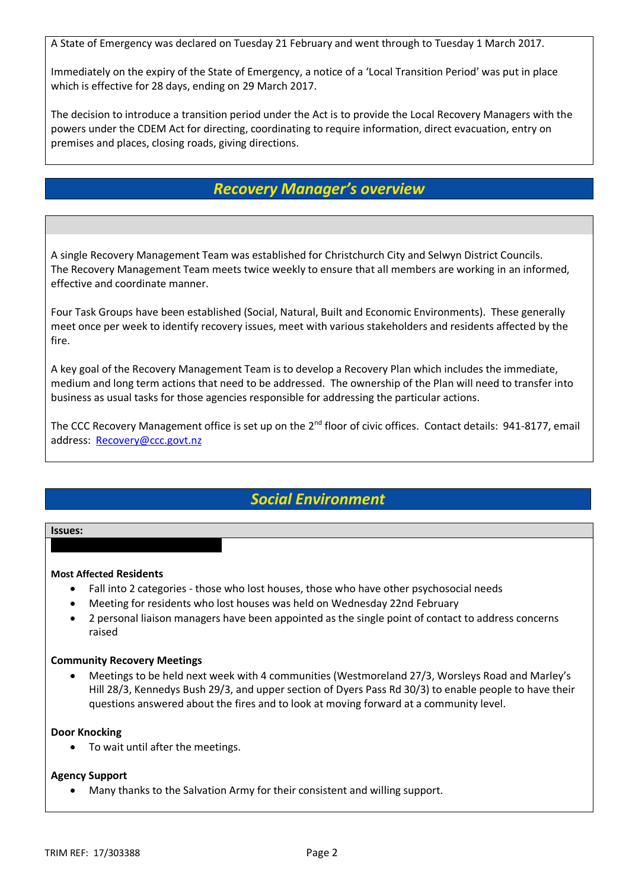A State of Emergency was declared on Tuesday 21 February and went through to Tuesday 1 March 2017.

Immediately on the expiry of the State of Emergency, a notice of a 'Local Transition Period' was put in place which is effective for 28 days, ending on 29 March 2017.

The decision to introduce a transition period under the Act is to provide the Local Recovery Managers with the powers under the CDEM Act for directing, coordinating to require information, direct evacuation, entry on premises and places, closing roads, giving directions.

## *Recovery Manager's overview*

A single Recovery Management Team was established for Christchurch City and Selwyn District Councils. The Recovery Management Team meets twice weekly to ensure that all members are working in an informed, effective and coordinate manner.

Four Task Groups have been established (Social, Natural, Built and Economic Environments). These generally meet once per week to identify recovery issues, meet with various stakeholders and residents affected by the fire.

A key goal of the Recovery Management Team is to develop a Recovery Plan which includes the immediate, medium and long term actions that need to be addressed. The ownership of the Plan will need to transfer into business as usual tasks for those agencies responsible for addressing the particular actions.

The CCC Recovery Management office is set up on the 2nd floor of civic offices. Contact details: 941-8177, email address: [Recovery@ccc.govt.nz](mailto:Recovery@ccc.govt.nz)

## *Social Environment*

**Issues:**

**Most Affected Residents**

- Fall into 2 categories - those who lost houses, those who have other psychosocial needs
- Meeting for residents who lost houses was held on Wednesday 22nd February
- 2 personal liaison managers have been appointed as the single point of contact to address concerns raised

**Community Recovery Meetings**

- Meetings to be held next week with 4 communities (Westmoreland 27/3, Worsleys Road and Marley's Hill 28/3, Kennedys Bush 29/3, and upper section of Dyers Pass Rd 30/3) to enable people to have their questions answered about the fires and to look at moving forward at a community level.

**Door Knocking**

- To wait until after the meetings.

**Agency Support**

- Many thanks to the Salvation Army for their consistent and willing support.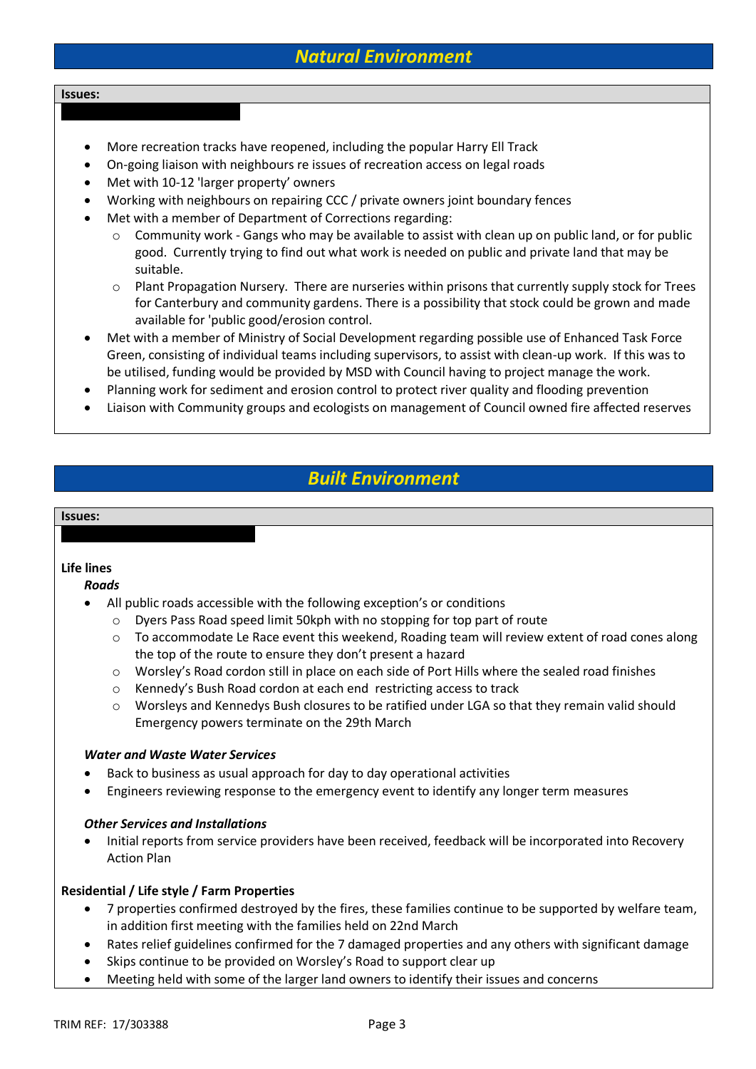## *Natural Environment*

**Issues:**

- More recreation tracks have reopened, including the popular Harry Ell Track
- On-going liaison with neighbours re issues of recreation access on legal roads
- Met with 10-12 'larger property' owners
- Working with neighbours on repairing CCC / private owners joint boundary fences
- Met with a member of Department of Corrections regarding:
  - Community work - Gangs who may be available to assist with clean up on public land, or for public good. Currently trying to find out what work is needed on public and private land that may be suitable.
  - Plant Propagation Nursery. There are nurseries within prisons that currently supply stock for Trees for Canterbury and community gardens. There is a possibility that stock could be grown and made available for 'public good/erosion control.
- Met with a member of Ministry of Social Development regarding possible use of Enhanced Task Force Green, consisting of individual teams including supervisors, to assist with clean-up work. If this was to be utilised, funding would be provided by MSD with Council having to project manage the work.
- Planning work for sediment and erosion control to protect river quality and flooding prevention
- Liaison with Community groups and ecologists on management of Council owned fire affected reserves

## *Built Environment*

**Issues:**

**Life lines**

***Roads***

- All public roads accessible with the following exception's or conditions
  - Dyers Pass Road speed limit 50kph with no stopping for top part of route
  - To accommodate Le Race event this weekend, Roading team will review extent of road cones along the top of the route to ensure they don't present a hazard
  - Worsley's Road cordon still in place on each side of Port Hills where the sealed road finishes
  - Kennedy's Bush Road cordon at each end restricting access to track
  - Worsleys and Kennedys Bush closures to be ratified under LGA so that they remain valid should Emergency powers terminate on the 29th March

***Water and Waste Water Services***

- Back to business as usual approach for day to day operational activities
- Engineers reviewing response to the emergency event to identify any longer term measures

***Other Services and Installations***

- Initial reports from service providers have been received, feedback will be incorporated into Recovery Action Plan

**Residential / Life style / Farm Properties**

- 7 properties confirmed destroyed by the fires, these families continue to be supported by welfare team, in addition first meeting with the families held on 22nd March
- Rates relief guidelines confirmed for the 7 damaged properties and any others with significant damage
- Skips continue to be provided on Worsley's Road to support clear up
- Meeting held with some of the larger land owners to identify their issues and concerns

TRIM REF: 17/303388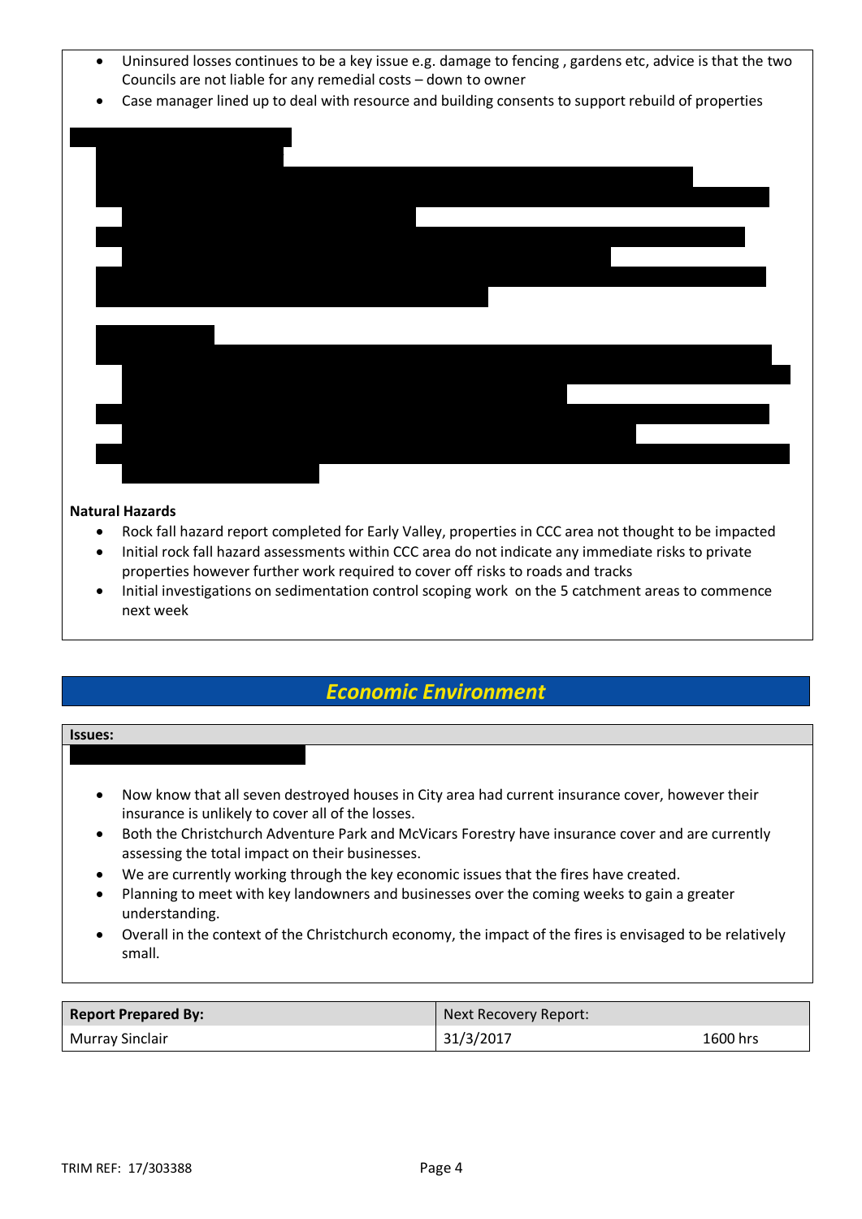- Uninsured losses continues to be a key issue e.g. damage to fencing , gardens etc, advice is that the two Councils are not liable for any remedial costs – down to owner
- Case manager lined up to deal with resource and building consents to support rebuild of properties

**Natural Hazards**

- Rock fall hazard report completed for Early Valley, properties in CCC area not thought to be impacted
- Initial rock fall hazard assessments within CCC area do not indicate any immediate risks to private properties however further work required to cover off risks to roads and tracks
- Initial investigations on sedimentation control scoping work on the 5 catchment areas to commence next week

## *Economic Environment*

**Issues:**

- Now know that all seven destroyed houses in City area had current insurance cover, however their insurance is unlikely to cover all of the losses.
- Both the Christchurch Adventure Park and McVicars Forestry have insurance cover and are currently assessing the total impact on their businesses.
- We are currently working through the key economic issues that the fires have created.
- Planning to meet with key landowners and businesses over the coming weeks to gain a greater understanding.
- Overall in the context of the Christchurch economy, the impact of the fires is envisaged to be relatively small.

| **Report Prepared By:** | Next Recovery Report: | |
|---|---|---|
| Murray Sinclair | 31/3/2017 | 1600 hrs |

TRIM REF: 17/303388